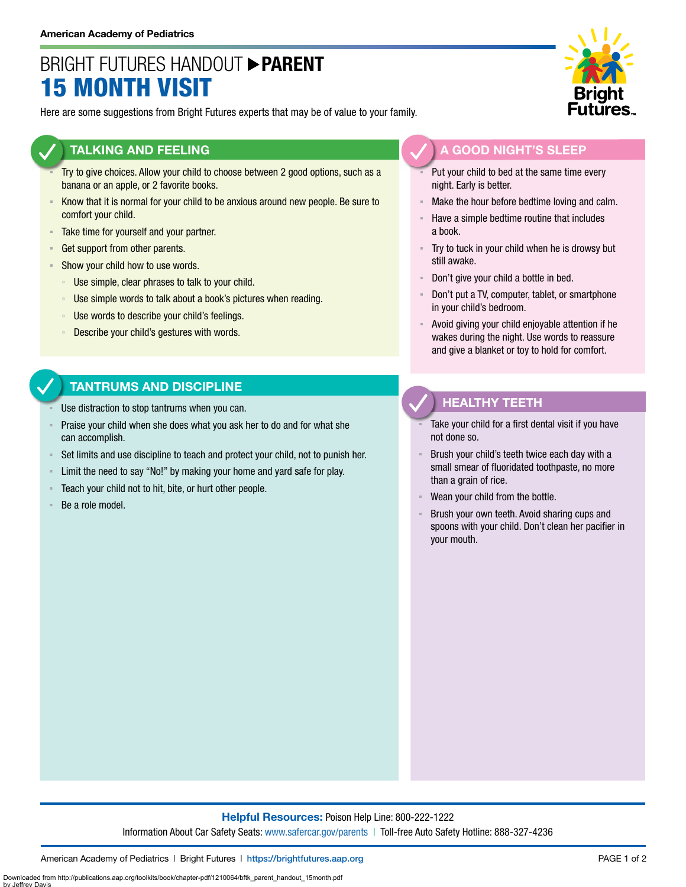American Academy of Pediatrics

# BRIGHT FUTURES HANDOUT ▶ PARENT

# 15 MONTH VISIT

Here are some suggestions from Bright Futures experts that may be of value to your family.

## TALKING AND FEELING

- Try to give choices. Allow your child to choose between 2 good options, such as a banana or an apple, or 2 favorite books.
- Know that it is normal for your child to be anxious around new people. Be sure to comfort your child.
- Take time for yourself and your partner.
- Get support from other parents.
- Show your child how to use words.
  - Use simple, clear phrases to talk to your child.
  - Use simple words to talk about a book's pictures when reading.
  - Use words to describe your child's feelings.
  - Describe your child's gestures with words.

## TANTRUMS AND DISCIPLINE

- Use distraction to stop tantrums when you can.
- Praise your child when she does what you ask her to do and for what she can accomplish.
- Set limits and use discipline to teach and protect your child, not to punish her.
- Limit the need to say "No!" by making your home and yard safe for play.
- Teach your child not to hit, bite, or hurt other people.
- Be a role model.

## A GOOD NIGHT'S SLEEP

- Put your child to bed at the same time every night. Early is better.
- Make the hour before bedtime loving and calm.
- Have a simple bedtime routine that includes a book.
- Try to tuck in your child when he is drowsy but still awake.
- Don't give your child a bottle in bed.
- Don't put a TV, computer, tablet, or smartphone in your child's bedroom.
- Avoid giving your child enjoyable attention if he wakes during the night. Use words to reassure and give a blanket or toy to hold for comfort.

## HEALTHY TEETH

- Take your child for a first dental visit if you have not done so.
- Brush your child's teeth twice each day with a small smear of fluoridated toothpaste, no more than a grain of rice.
- Wean your child from the bottle.
- Brush your own teeth. Avoid sharing cups and spoons with your child. Don't clean her pacifier in your mouth.

**Helpful Resources:** Poison Help Line: 800-222-1222
Information About Car Safety Seats: www.safercar.gov/parents | Toll-free Auto Safety Hotline: 888-327-4236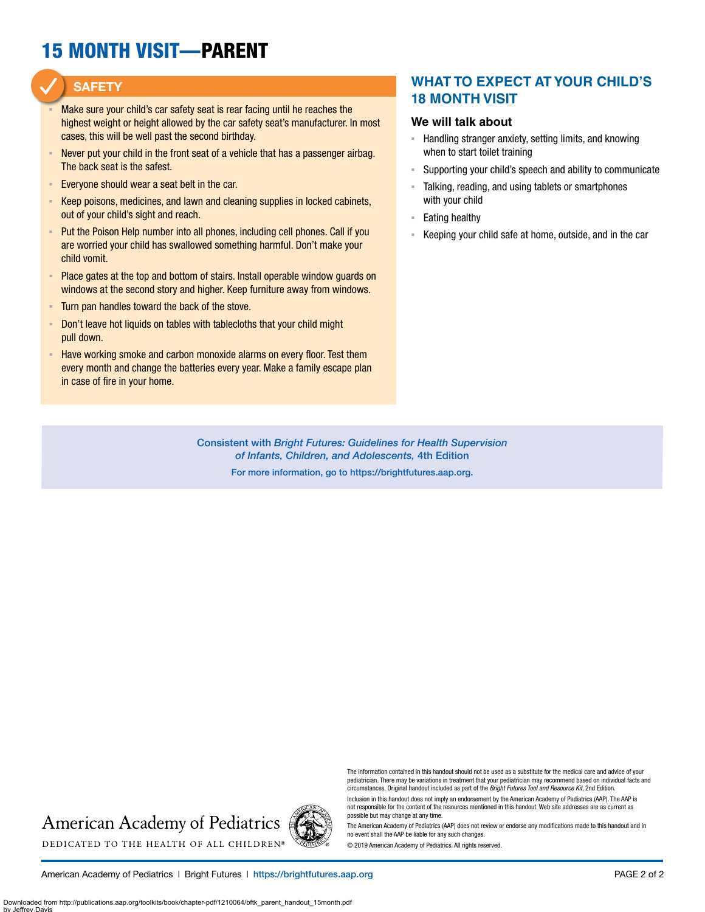# 15 MONTH VISIT—PARENT

## SAFETY

- Make sure your child's car safety seat is rear facing until he reaches the highest weight or height allowed by the car safety seat's manufacturer. In most cases, this will be well past the second birthday.
- Never put your child in the front seat of a vehicle that has a passenger airbag. The back seat is the safest.
- Everyone should wear a seat belt in the car.
- Keep poisons, medicines, and lawn and cleaning supplies in locked cabinets, out of your child's sight and reach.
- Put the Poison Help number into all phones, including cell phones. Call if you are worried your child has swallowed something harmful. Don't make your child vomit.
- Place gates at the top and bottom of stairs. Install operable window guards on windows at the second story and higher. Keep furniture away from windows.
- Turn pan handles toward the back of the stove.
- Don't leave hot liquids on tables with tablecloths that your child might pull down.
- Have working smoke and carbon monoxide alarms on every floor. Test them every month and change the batteries every year. Make a family escape plan in case of fire in your home.

## WHAT TO EXPECT AT YOUR CHILD'S 18 MONTH VISIT

### We will talk about

- Handling stranger anxiety, setting limits, and knowing when to start toilet training
- Supporting your child's speech and ability to communicate
- Talking, reading, and using tablets or smartphones with your child
- Eating healthy
- Keeping your child safe at home, outside, and in the car

Consistent with *Bright Futures: Guidelines for Health Supervision of Infants, Children, and Adolescents,* 4th Edition

For more information, go to https://brightfutures.aap.org.

American Academy of Pediatrics
DEDICATED TO THE HEALTH OF ALL CHILDREN®

The information contained in this handout should not be used as a substitute for the medical care and advice of your pediatrician. There may be variations in treatment that your pediatrician may recommend based on individual facts and circumstances. Original handout included as part of the *Bright Futures Tool and Resource Kit*, 2nd Edition.

Inclusion in this handout does not imply an endorsement by the American Academy of Pediatrics (AAP). The AAP is not responsible for the content of the resources mentioned in this handout. Web site addresses are as current as possible but may change at any time.

The American Academy of Pediatrics (AAP) does not review or endorse any modifications made to this handout and in no event shall the AAP be liable for any such changes.

© 2019 American Academy of Pediatrics. All rights reserved.